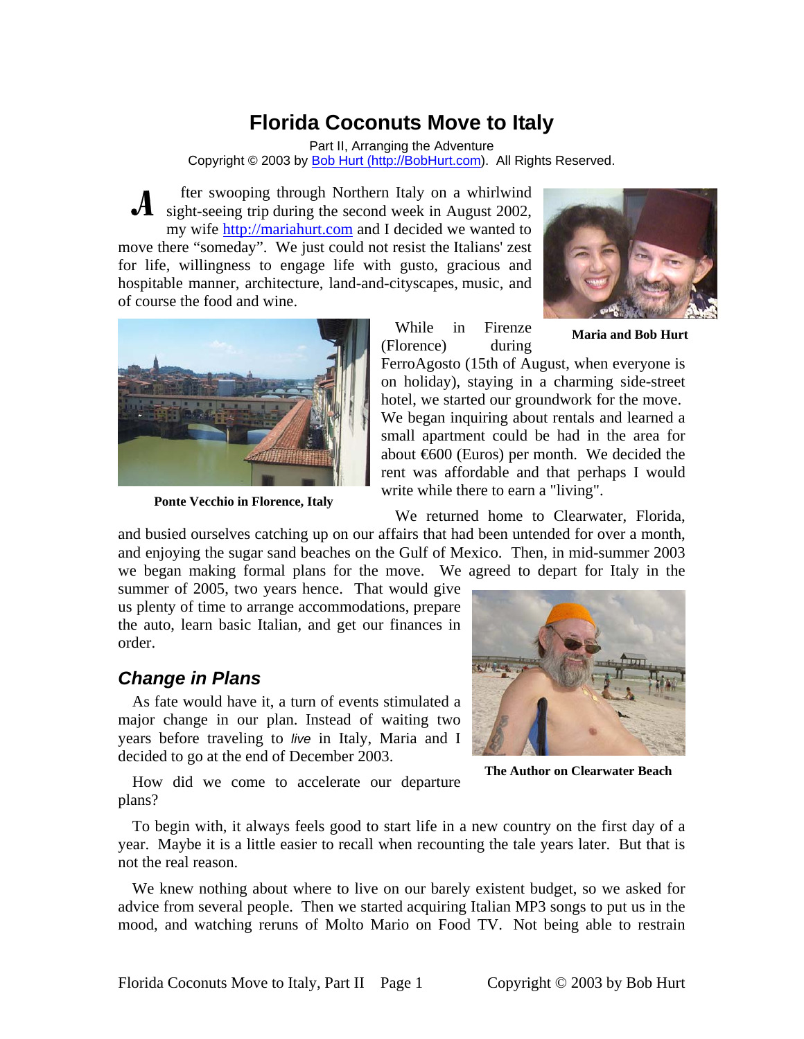# Florida Coconuts Move to Italy

Part II, Arranging the Adventure
Copyright © 2003 by Bob Hurt (http://BobHurt.com). All Rights Reserved.

After swooping through Northern Italy on a whirlwind sight-seeing trip during the second week in August 2002, my wife http://mariahurt.com and I decided we wanted to move there "someday". We just could not resist the Italians' zest for life, willingness to engage life with gusto, gracious and hospitable manner, architecture, land-and-cityscapes, music, and of course the food and wine.

**Maria and Bob Hurt**

While in Firenze (Florence) during FerroAgosto (15th of August, when everyone is on holiday), staying in a charming side-street hotel, we started our groundwork for the move. We began inquiring about rentals and learned a small apartment could be had in the area for about €600 (Euros) per month. We decided the rent was affordable and that perhaps I would write while there to earn a "living".

**Ponte Vecchio in Florence, Italy**

We returned home to Clearwater, Florida, and busied ourselves catching up on our affairs that had been untended for over a month, and enjoying the sugar sand beaches on the Gulf of Mexico. Then, in mid-summer 2003 we began making formal plans for the move. We agreed to depart for Italy in the summer of 2005, two years hence. That would give us plenty of time to arrange accommodations, prepare the auto, learn basic Italian, and get our finances in order.

**The Author on Clearwater Beach**

## *Change in Plans*

As fate would have it, a turn of events stimulated a major change in our plan. Instead of waiting two years before traveling to *live* in Italy, Maria and I decided to go at the end of December 2003.

How did we come to accelerate our departure plans?

To begin with, it always feels good to start life in a new country on the first day of a year. Maybe it is a little easier to recall when recounting the tale years later. But that is not the real reason.

We knew nothing about where to live on our barely existent budget, so we asked for advice from several people. Then we started acquiring Italian MP3 songs to put us in the mood, and watching reruns of Molto Mario on Food TV. Not being able to restrain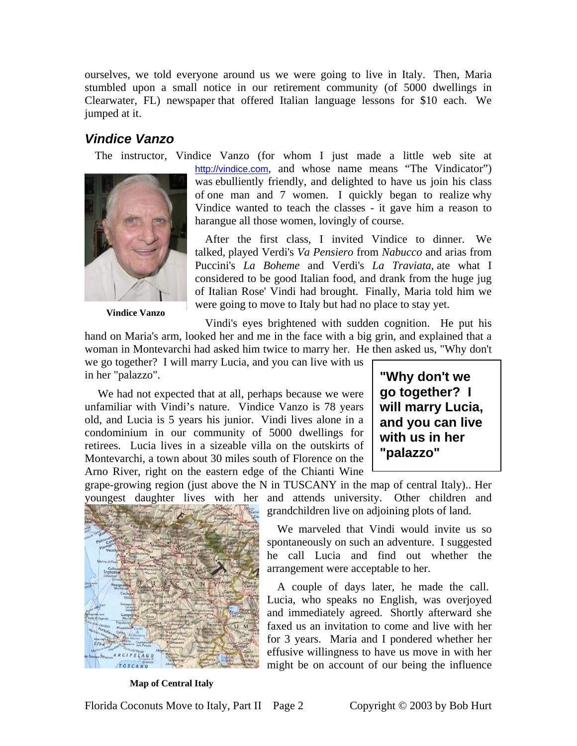ourselves, we told everyone around us we were going to live in Italy. Then, Maria stumbled upon a small notice in our retirement community (of 5000 dwellings in Clearwater, FL) newspaper that offered Italian language lessons for $10 each. We jumped at it.

## *Vindice Vanzo*

The instructor, Vindice Vanzo (for whom I just made a little web site at http://vindice.com, and whose name means "The Vindicator") was ebulliently friendly, and delighted to have us join his class of one man and 7 women. I quickly began to realize why Vindice wanted to teach the classes - it gave him a reason to harangue all those women, lovingly of course.

**Vindice Vanzo**

After the first class, I invited Vindice to dinner. We talked, played Verdi's *Va Pensiero* from *Nabucco* and arias from Puccini's *La Boheme* and Verdi's *La Traviata*, ate what I considered to be good Italian food, and drank from the huge jug of Italian Rose' Vindi had brought. Finally, Maria told him we were going to move to Italy but had no place to stay yet.

Vindi's eyes brightened with sudden cognition. He put his hand on Maria's arm, looked her and me in the face with a big grin, and explained that a woman in Montevarchi had asked him twice to marry her. He then asked us, "Why don't we go together? I will marry Lucia, and you can live with us in her "palazzo".

> **"Why don't we go together? I will marry Lucia, and you can live with us in her "palazzo"**

We had not expected that at all, perhaps because we were unfamiliar with Vindi's nature. Vindice Vanzo is 78 years old, and Lucia is 5 years his junior. Vindi lives alone in a condominium in our community of 5000 dwellings for retirees. Lucia lives in a sizeable villa on the outskirts of Montevarchi, a town about 30 miles south of Florence on the Arno River, right on the eastern edge of the Chianti Wine grape-growing region (just above the N in TUSCANY in the map of central Italy).. Her youngest daughter lives with her and attends university. Other children and grandchildren live on adjoining plots of land.

**Map of Central Italy**

We marveled that Vindi would invite us so spontaneously on such an adventure. I suggested he call Lucia and find out whether the arrangement were acceptable to her.

A couple of days later, he made the call. Lucia, who speaks no English, was overjoyed and immediately agreed. Shortly afterward she faxed us an invitation to come and live with her for 3 years. Maria and I pondered whether her effusive willingness to have us move in with her might be on account of our being the influence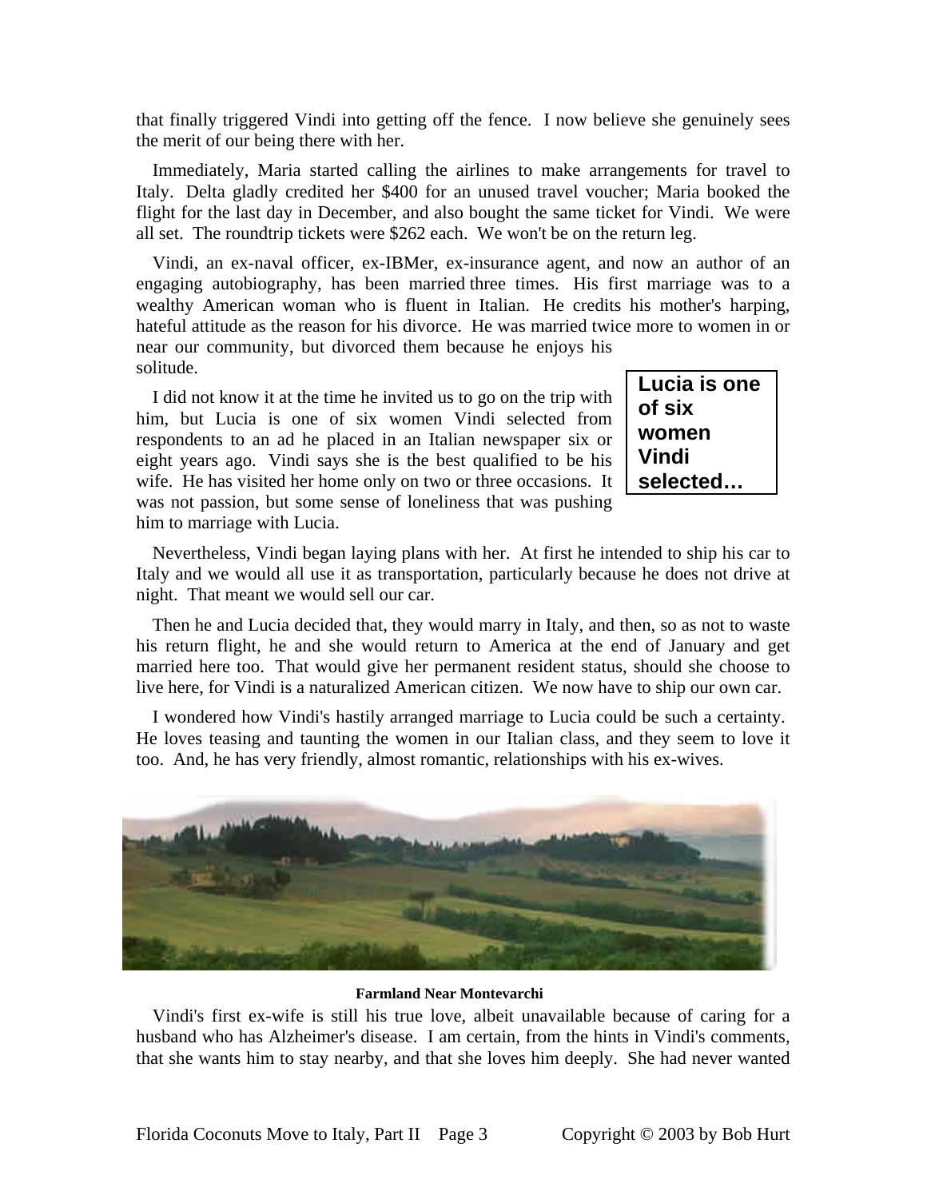that finally triggered Vindi into getting off the fence. I now believe she genuinely sees the merit of our being there with her.

Immediately, Maria started calling the airlines to make arrangements for travel to Italy. Delta gladly credited her $400 for an unused travel voucher; Maria booked the flight for the last day in December, and also bought the same ticket for Vindi. We were all set. The roundtrip tickets were $262 each. We won't be on the return leg.

Vindi, an ex-naval officer, ex-IBMer, ex-insurance agent, and now an author of an engaging autobiography, has been married three times. His first marriage was to a wealthy American woman who is fluent in Italian. He credits his mother's harping, hateful attitude as the reason for his divorce. He was married twice more to women in or near our community, but divorced them because he enjoys his solitude.

**Lucia is one of six women Vindi selected…**

I did not know it at the time he invited us to go on the trip with him, but Lucia is one of six women Vindi selected from respondents to an ad he placed in an Italian newspaper six or eight years ago. Vindi says she is the best qualified to be his wife. He has visited her home only on two or three occasions. It was not passion, but some sense of loneliness that was pushing him to marriage with Lucia.

Nevertheless, Vindi began laying plans with her. At first he intended to ship his car to Italy and we would all use it as transportation, particularly because he does not drive at night. That meant we would sell our car.

Then he and Lucia decided that, they would marry in Italy, and then, so as not to waste his return flight, he and she would return to America at the end of January and get married here too. That would give her permanent resident status, should she choose to live here, for Vindi is a naturalized American citizen. We now have to ship our own car.

I wondered how Vindi's hastily arranged marriage to Lucia could be such a certainty. He loves teasing and taunting the women in our Italian class, and they seem to love it too. And, he has very friendly, almost romantic, relationships with his ex-wives.

**Farmland Near Montevarchi**

Vindi's first ex-wife is still his true love, albeit unavailable because of caring for a husband who has Alzheimer's disease. I am certain, from the hints in Vindi's comments, that she wants him to stay nearby, and that she loves him deeply. She had never wanted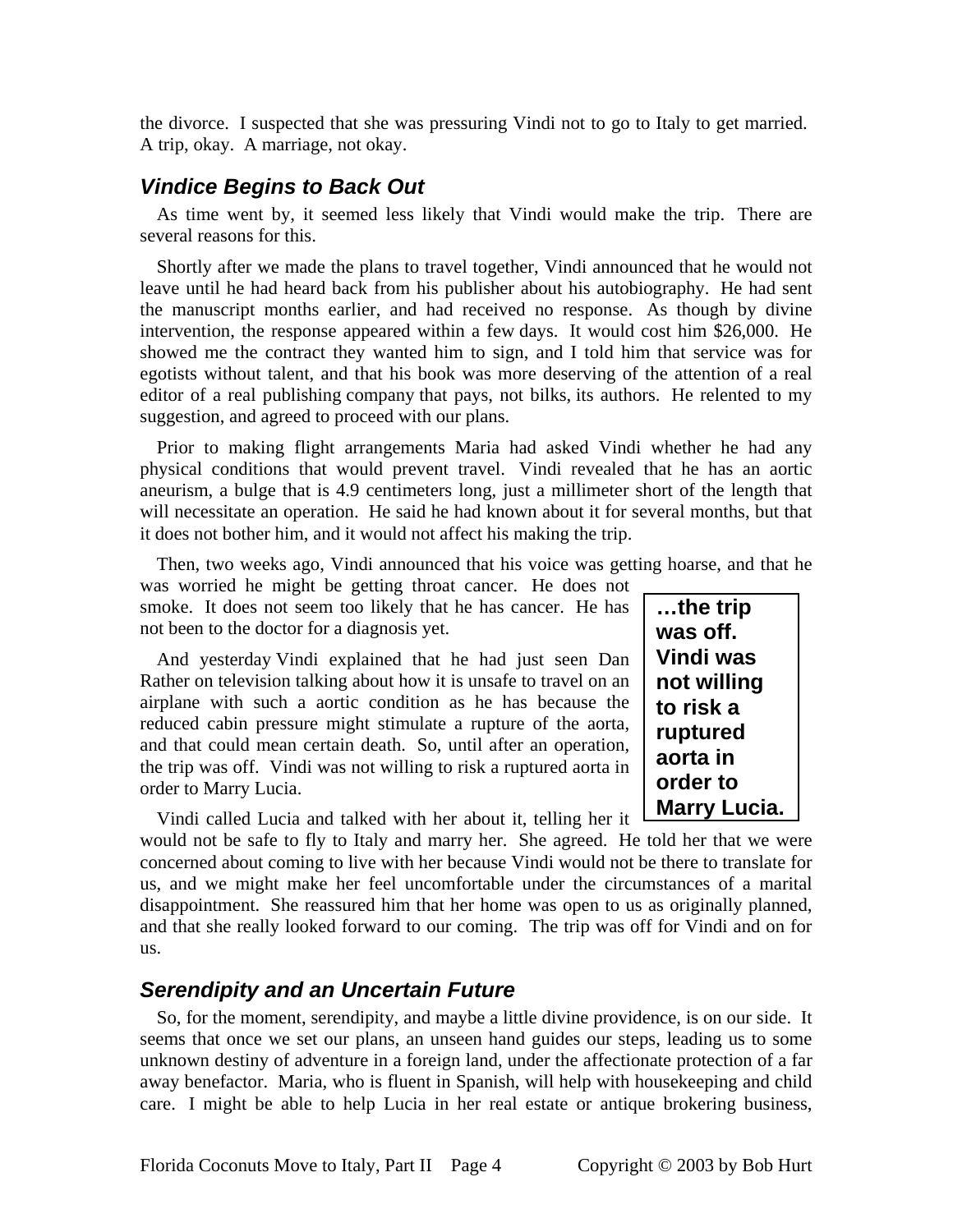the divorce. I suspected that she was pressuring Vindi not to go to Italy to get married. A trip, okay. A marriage, not okay.

## *Vindice Begins to Back Out*

As time went by, it seemed less likely that Vindi would make the trip. There are several reasons for this.

Shortly after we made the plans to travel together, Vindi announced that he would not leave until he had heard back from his publisher about his autobiography. He had sent the manuscript months earlier, and had received no response. As though by divine intervention, the response appeared within a few days. It would cost him $26,000. He showed me the contract they wanted him to sign, and I told him that service was for egotists without talent, and that his book was more deserving of the attention of a real editor of a real publishing company that pays, not bilks, its authors. He relented to my suggestion, and agreed to proceed with our plans.

Prior to making flight arrangements Maria had asked Vindi whether he had any physical conditions that would prevent travel. Vindi revealed that he has an aortic aneurism, a bulge that is 4.9 centimeters long, just a millimeter short of the length that will necessitate an operation. He said he had known about it for several months, but that it does not bother him, and it would not affect his making the trip.

Then, two weeks ago, Vindi announced that his voice was getting hoarse, and that he was worried he might be getting throat cancer. He does not smoke. It does not seem too likely that he has cancer. He has not been to the doctor for a diagnosis yet.

And yesterday Vindi explained that he had just seen Dan Rather on television talking about how it is unsafe to travel on an airplane with such a aortic condition as he has because the reduced cabin pressure might stimulate a rupture of the aorta, and that could mean certain death. So, until after an operation, the trip was off. Vindi was not willing to risk a ruptured aorta in order to Marry Lucia.

> **…the trip was off. Vindi was not willing to risk a ruptured aorta in order to Marry Lucia.**

Vindi called Lucia and talked with her about it, telling her it would not be safe to fly to Italy and marry her. She agreed. He told her that we were concerned about coming to live with her because Vindi would not be there to translate for us, and we might make her feel uncomfortable under the circumstances of a marital disappointment. She reassured him that her home was open to us as originally planned, and that she really looked forward to our coming. The trip was off for Vindi and on for us.

## *Serendipity and an Uncertain Future*

So, for the moment, serendipity, and maybe a little divine providence, is on our side. It seems that once we set our plans, an unseen hand guides our steps, leading us to some unknown destiny of adventure in a foreign land, under the affectionate protection of a far away benefactor. Maria, who is fluent in Spanish, will help with housekeeping and child care. I might be able to help Lucia in her real estate or antique brokering business,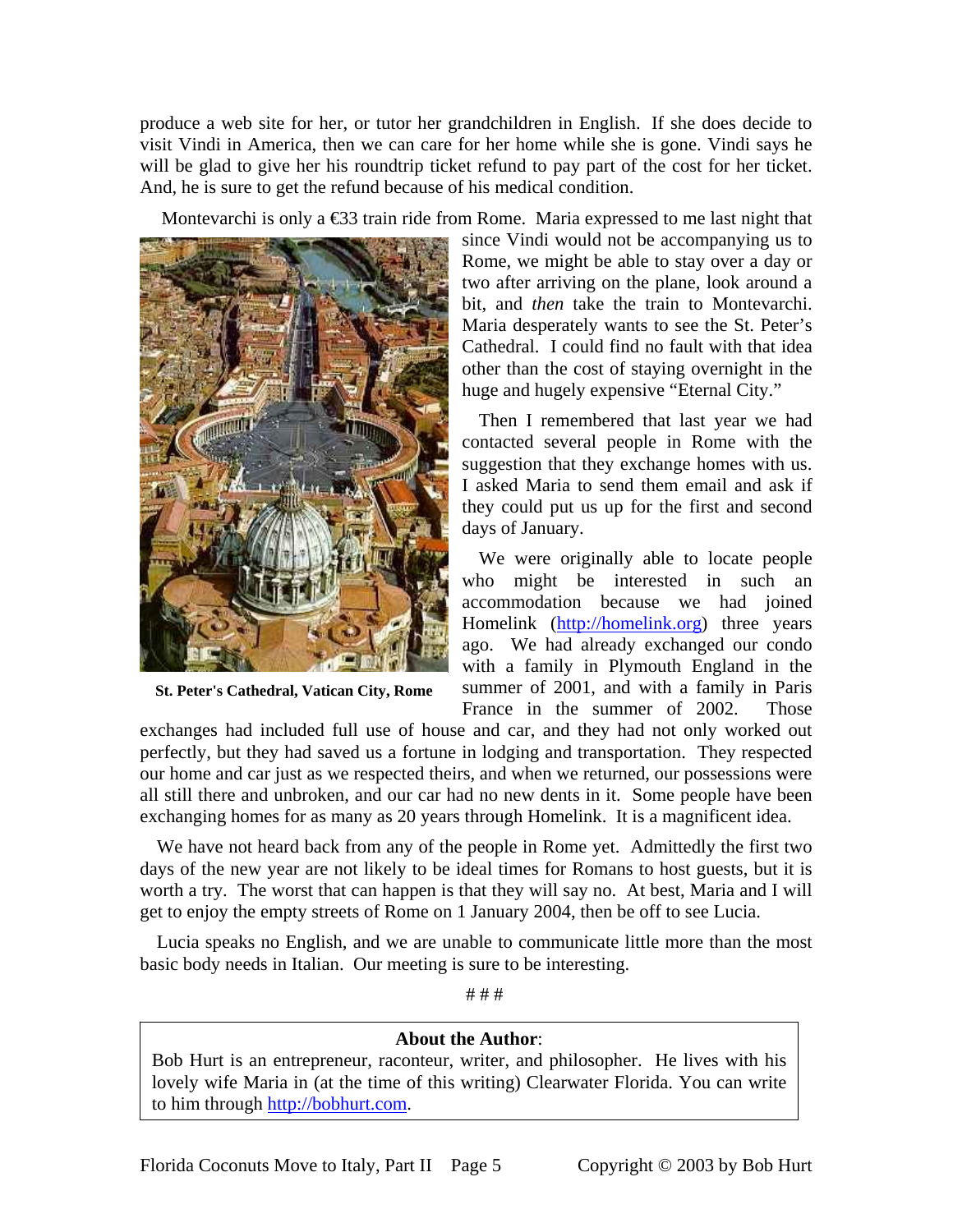produce a web site for her, or tutor her grandchildren in English. If she does decide to visit Vindi in America, then we can care for her home while she is gone. Vindi says he will be glad to give her his roundtrip ticket refund to pay part of the cost for her ticket. And, he is sure to get the refund because of his medical condition.

Montevarchi is only a €33 train ride from Rome. Maria expressed to me last night that since Vindi would not be accompanying us to Rome, we might be able to stay over a day or two after arriving on the plane, look around a bit, and *then* take the train to Montevarchi. Maria desperately wants to see the St. Peter's Cathedral. I could find no fault with that idea other than the cost of staying overnight in the huge and hugely expensive "Eternal City."

**St. Peter's Cathedral, Vatican City, Rome**

Then I remembered that last year we had contacted several people in Rome with the suggestion that they exchange homes with us. I asked Maria to send them email and ask if they could put us up for the first and second days of January.

We were originally able to locate people who might be interested in such an accommodation because we had joined Homelink (http://homelink.org) three years ago. We had already exchanged our condo with a family in Plymouth England in the summer of 2001, and with a family in Paris France in the summer of 2002. Those exchanges had included full use of house and car, and they had not only worked out perfectly, but they had saved us a fortune in lodging and transportation. They respected our home and car just as we respected theirs, and when we returned, our possessions were all still there and unbroken, and our car had no new dents in it. Some people have been exchanging homes for as many as 20 years through Homelink. It is a magnificent idea.

We have not heard back from any of the people in Rome yet. Admittedly the first two days of the new year are not likely to be ideal times for Romans to host guests, but it is worth a try. The worst that can happen is that they will say no. At best, Maria and I will get to enjoy the empty streets of Rome on 1 January 2004, then be off to see Lucia.

Lucia speaks no English, and we are unable to communicate little more than the most basic body needs in Italian. Our meeting is sure to be interesting.

# # #

**About the Author**:
Bob Hurt is an entrepreneur, raconteur, writer, and philosopher. He lives with his lovely wife Maria in (at the time of this writing) Clearwater Florida. You can write to him through http://bobhurt.com.